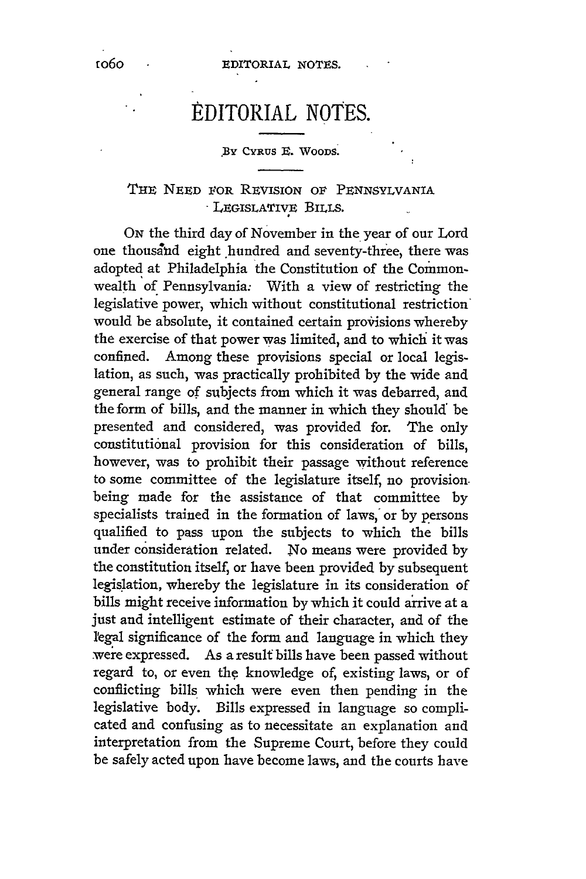# EDITORIAL NOTES.

By Cyrus E. Woods.

## The Need for Revision of Pennsylvania Legislative Bills.

On the third day of November in the year of our Lord one thousand eight hundred and seventy-three, there was adopted at Philadelphia the Constitution of the Commonwealth of Pennsylvania. With a view of restricting the legislative power, which without constitutional restriction would be absolute, it contained certain provisions whereby the exercise of that power was limited, and to which it was confined. Among these provisions special or local legislation, as such, was practically prohibited by the wide and general range of subjects from which it was debarred, and the form of bills, and the manner in which they should be presented and considered, was provided for. The only constitutional provision for this consideration of bills, however, was to prohibit their passage without reference to some committee of the legislature itself, no provision being made for the assistance of that committee by specialists trained in the formation of laws, or by persons qualified to pass upon the subjects to which the bills under consideration related. No means were provided by the constitution itself, or have been provided by subsequent legislation, whereby the legislature in its consideration of bills might receive information by which it could arrive at a just and intelligent estimate of their character, and of the legal significance of the form and language in which they were expressed. As a result bills have been passed without regard to, or even the knowledge of, existing laws, or of conflicting bills which were even then pending in the legislative body. Bills expressed in language so complicated and confusing as to necessitate an explanation and interpretation from the Supreme Court, before they could be safely acted upon have become laws, and the courts have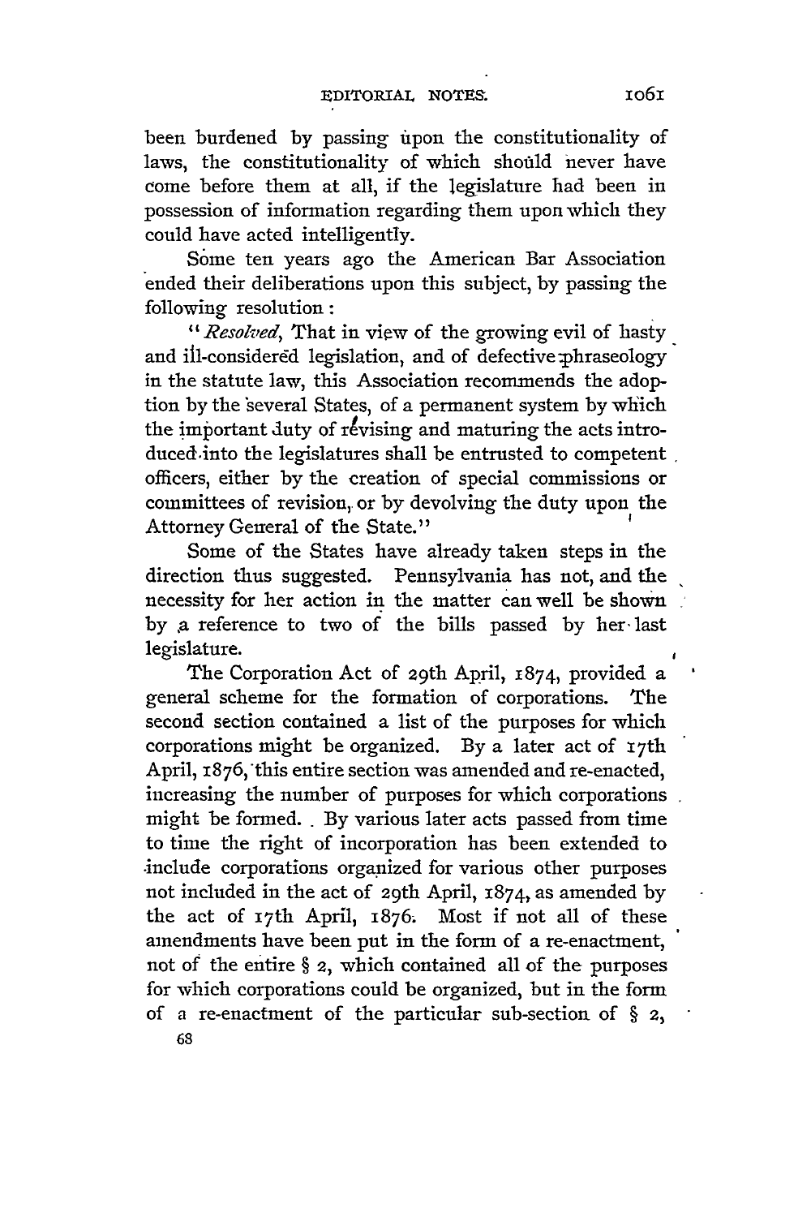been burdened by passing upon the constitutionality of laws, the constitutionality of which should never have come before them at all, if the legislature had been in possession of information regarding them upon which they could have acted intelligently.

Some ten years ago the American Bar Association ended their deliberations upon this subject, by passing the following resolution:

"*Resolved*, That in view of the growing evil of hasty and ill-considered legislation, and of defective phraseology in the statute law, this Association recommends the adoption by the several States, of a permanent system by which the important duty of revising and maturing the acts introduced into the legislatures shall be entrusted to competent officers, either by the creation of special commissions or committees of revision, or by devolving the duty upon the Attorney General of the State."

Some of the States have already taken steps in the direction thus suggested. Pennsylvania has not, and the necessity for her action in the matter can well be shown by a reference to two of the bills passed by her last legislature.

The Corporation Act of 29th April, 1874, provided a general scheme for the formation of corporations. The second section contained a list of the purposes for which corporations might be organized. By a later act of 17th April, 1876, this entire section was amended and re-enacted, increasing the number of purposes for which corporations might be formed. By various later acts passed from time to time the right of incorporation has been extended to include corporations organized for various other purposes not included in the act of 29th April, 1874, as amended by the act of 17th April, 1876. Most if not all of these amendments have been put in the form of a re-enactment, not of the entire § 2, which contained all of the purposes for which corporations could be organized, but in the form of a re-enactment of the particular sub-section of § 2,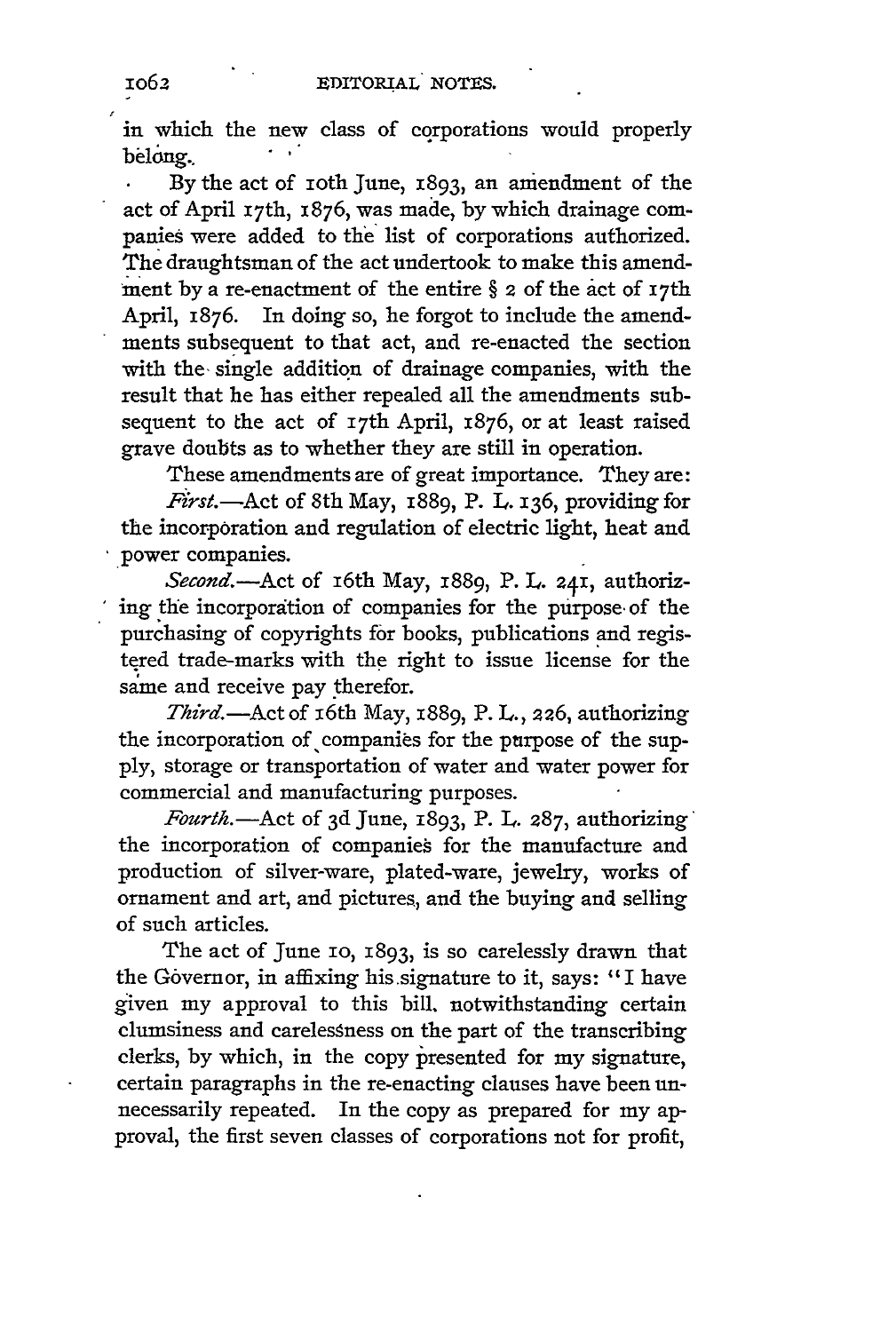in which the new class of corporations would properly belong.

By the act of 10th June, 1893, an amendment of the act of April 17th, 1876, was made, by which drainage companies were added to the list of corporations authorized. The draughtsman of the act undertook to make this amendment by a re-enactment of the entire § 2 of the act of 17th April, 1876. In doing so, he forgot to include the amendments subsequent to that act, and re-enacted the section with the single addition of drainage companies, with the result that he has either repealed all the amendments subsequent to the act of 17th April, 1876, or at least raised grave doubts as to whether they are still in operation.

These amendments are of great importance. They are:

*First.*—Act of 8th May, 1889, P. L. 136, providing for the incorporation and regulation of electric light, heat and power companies.

*Second.*—Act of 16th May, 1889, P. L. 241, authorizing the incorporation of companies for the purpose of the purchasing of copyrights for books, publications and registered trade-marks with the right to issue license for the same and receive pay therefor.

*Third.*—Act of 16th May, 1889, P. L., 226, authorizing the incorporation of companies for the purpose of the supply, storage or transportation of water and water power for commercial and manufacturing purposes.

*Fourth.*—Act of 3d June, 1893, P. L. 287, authorizing the incorporation of companies for the manufacture and production of silver-ware, plated-ware, jewelry, works of ornament and art, and pictures, and the buying and selling of such articles.

The act of June 10, 1893, is so carelessly drawn that the Governor, in affixing his signature to it, says: "I have given my approval to this bill, notwithstanding certain clumsiness and carelessness on the part of the transcribing clerks, by which, in the copy presented for my signature, certain paragraphs in the re-enacting clauses have been unnecessarily repeated. In the copy as prepared for my approval, the first seven classes of corporations not for profit,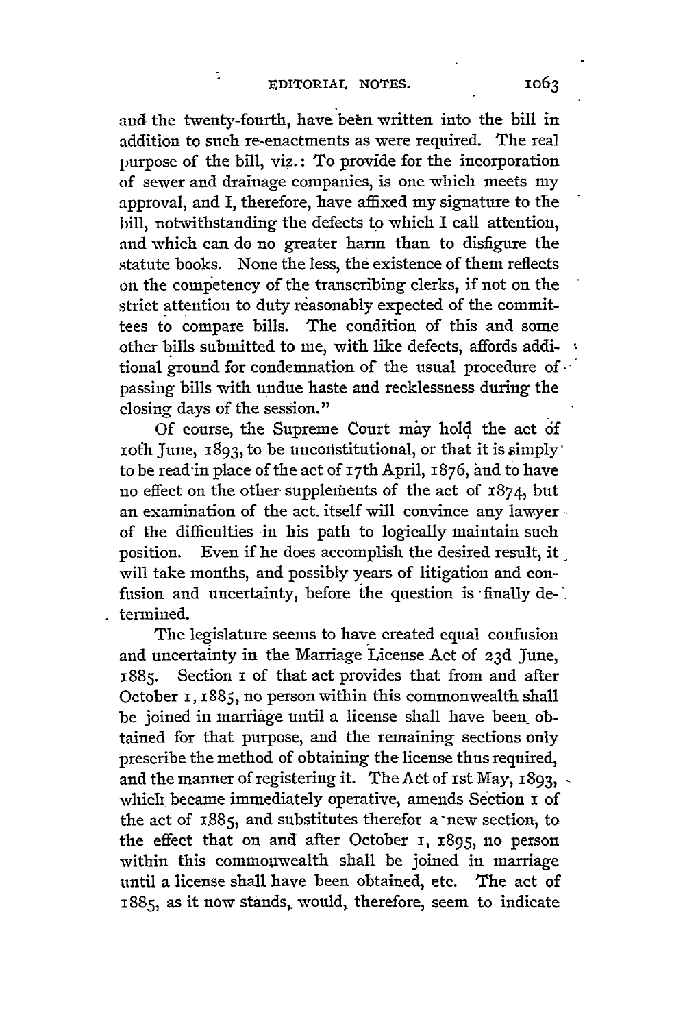and the twenty-fourth, have been written into the bill in addition to such re-enactments as were required. The real purpose of the bill, viz.: To provide for the incorporation of sewer and drainage companies, is one which meets my approval, and I, therefore, have affixed my signature to the bill, notwithstanding the defects to which I call attention, and which can do no greater harm than to disfigure the statute books. None the less, the existence of them reflects on the competency of the transcribing clerks, if not on the strict attention to duty reasonably expected of the committees to compare bills. The condition of this and some other bills submitted to me, with like defects, affords additional ground for condemnation of the usual procedure of passing bills with undue haste and recklessness during the closing days of the session."

Of course, the Supreme Court may hold the act of 10th June, 1893, to be unconstitutional, or that it is simply to be read in place of the act of 17th April, 1876, and to have no effect on the other supplements of the act of 1874, but an examination of the act itself will convince any lawyer of the difficulties in his path to logically maintain such position. Even if he does accomplish the desired result, it will take months, and possibly years of litigation and confusion and uncertainty, before the question is finally determined.

The legislature seems to have created equal confusion and uncertainty in the Marriage License Act of 23d June, 1885. Section 1 of that act provides that from and after October 1, 1885, no person within this commonwealth shall be joined in marriage until a license shall have been obtained for that purpose, and the remaining sections only prescribe the method of obtaining the license thus required, and the manner of registering it. The Act of 1st May, 1893, which became immediately operative, amends Section 1 of the act of 1885, and substitutes therefor a new section, to the effect that on and after October 1, 1895, no person within this commonwealth shall be joined in marriage until a license shall have been obtained, etc. The act of 1885, as it now stands, would, therefore, seem to indicate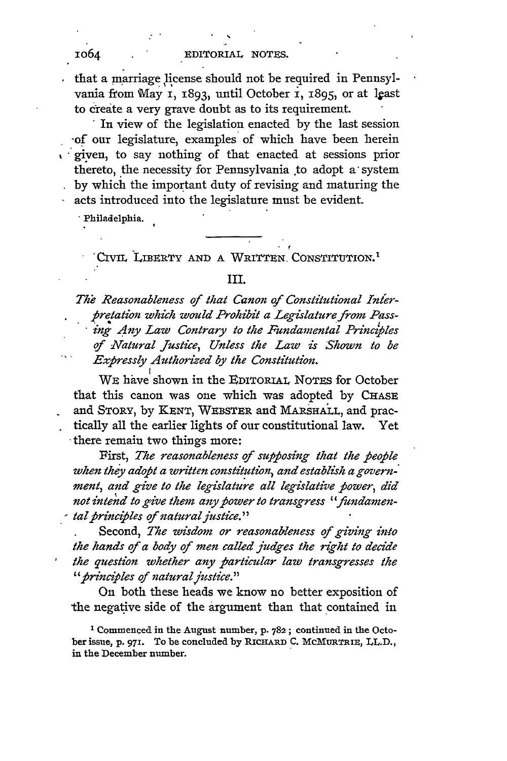that a marriage license should not be required in Pennsylvania from May 1, 1893, until October 1, 1895, or at least to create a very grave doubt as to its requirement.

In view of the legislation enacted by the last session of our legislature, examples of which have been herein given, to say nothing of that enacted at sessions prior thereto, the necessity for Pennsylvania to adopt a system by which the important duty of revising and maturing the acts introduced into the legislature must be evident.

Philadelphia.

---

## CIVIL LIBERTY AND A WRITTEN CONSTITUTION.[1]

### III.

*The Reasonableness of that Canon of Constitutional Interpretation which would Prohibit a Legislature from Passing Any Law Contrary to the Fundamental Principles of Natural Justice, Unless the Law is Shown to be Expressly Authorized by the Constitution.*

WE have shown in the EDITORIAL NOTES for October that this canon was one which was adopted by CHASE and STORY, by KENT, WEBSTER and MARSHALL, and practically all the earlier lights of our constitutional law. Yet there remain two things more:

First, *The reasonableness of supposing that the people when they adopt a written constitution, and establish a government, and give to the legislature all legislative power, did not intend to give them any power to transgress "fundamental principles of natural justice."*

Second, *The wisdom or reasonableness of giving into the hands of a body of men called judges the right to decide the question whether any particular law transgresses the "principles of natural justice."*

On both these heads we know no better exposition of the negative side of the argument than that contained in

[1] Commenced in the August number, p. 782; continued in the October issue, p. 971. To be concluded by RICHARD C. MCMURTRIE, LL.D., in the December number.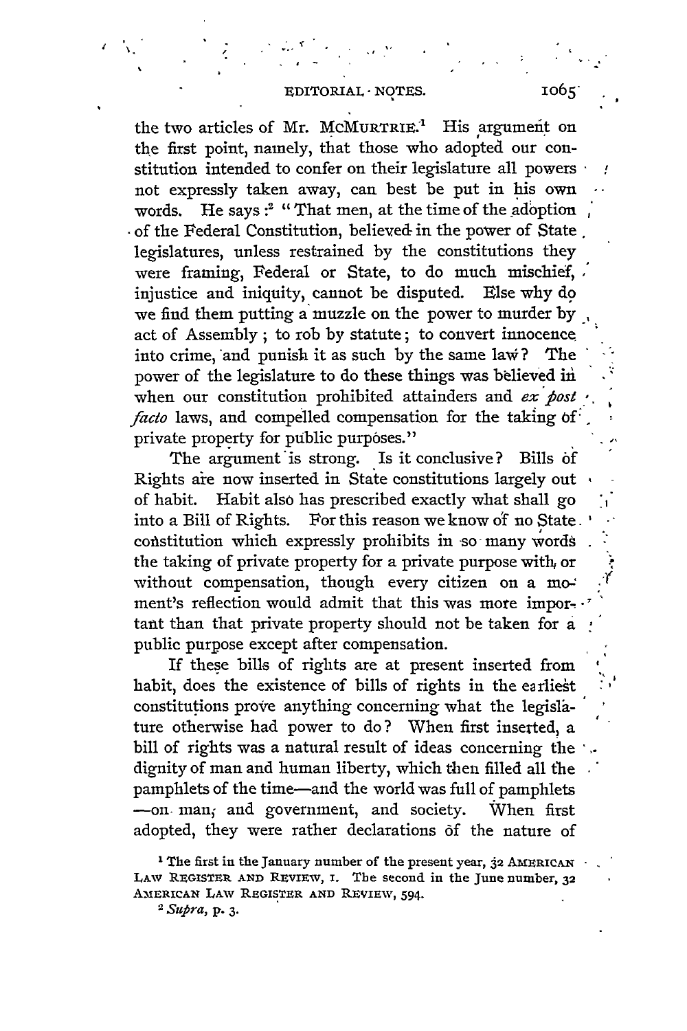the two articles of Mr. McMURTRIE.[1] His argument on the first point, namely, that those who adopted our constitution intended to confer on their legislature all powers not expressly taken away, can best be put in his own words. He says:[2] "That men, at the time of the adoption of the Federal Constitution, believed in the power of State legislatures, unless restrained by the constitutions they were framing, Federal or State, to do much mischief, injustice and iniquity, cannot be disputed. Else why do we find them putting a muzzle on the power to murder by act of Assembly; to rob by statute; to convert innocence into crime, and punish it as such by the same law? The power of the legislature to do these things was believed in when our constitution prohibited attainders and *ex post facto* laws, and compelled compensation for the taking of private property for public purposes."

The argument is strong. Is it conclusive? Bills of Rights are now inserted in State constitutions largely out of habit. Habit also has prescribed exactly what shall go into a Bill of Rights. For this reason we know of no State constitution which expressly prohibits in so many words the taking of private property for a private purpose with or without compensation, though every citizen on a moment's reflection would admit that this was more important than that private property should not be taken for a public purpose except after compensation.

If these bills of rights are at present inserted from habit, does the existence of bills of rights in the earliest constitutions prove anything concerning what the legislature otherwise had power to do? When first inserted, a bill of rights was a natural result of ideas concerning the dignity of man and human liberty, which then filled all the pamphlets of the time—and the world was full of pamphlets—on man, and government, and society. When first adopted, they were rather declarations of the nature of

[1] The first in the January number of the present year, 32 AMERICAN LAW REGISTER AND REVIEW, 1. The second in the June number, 32 AMERICAN LAW REGISTER AND REVIEW, 594.

[2] *Supra*, p. 3.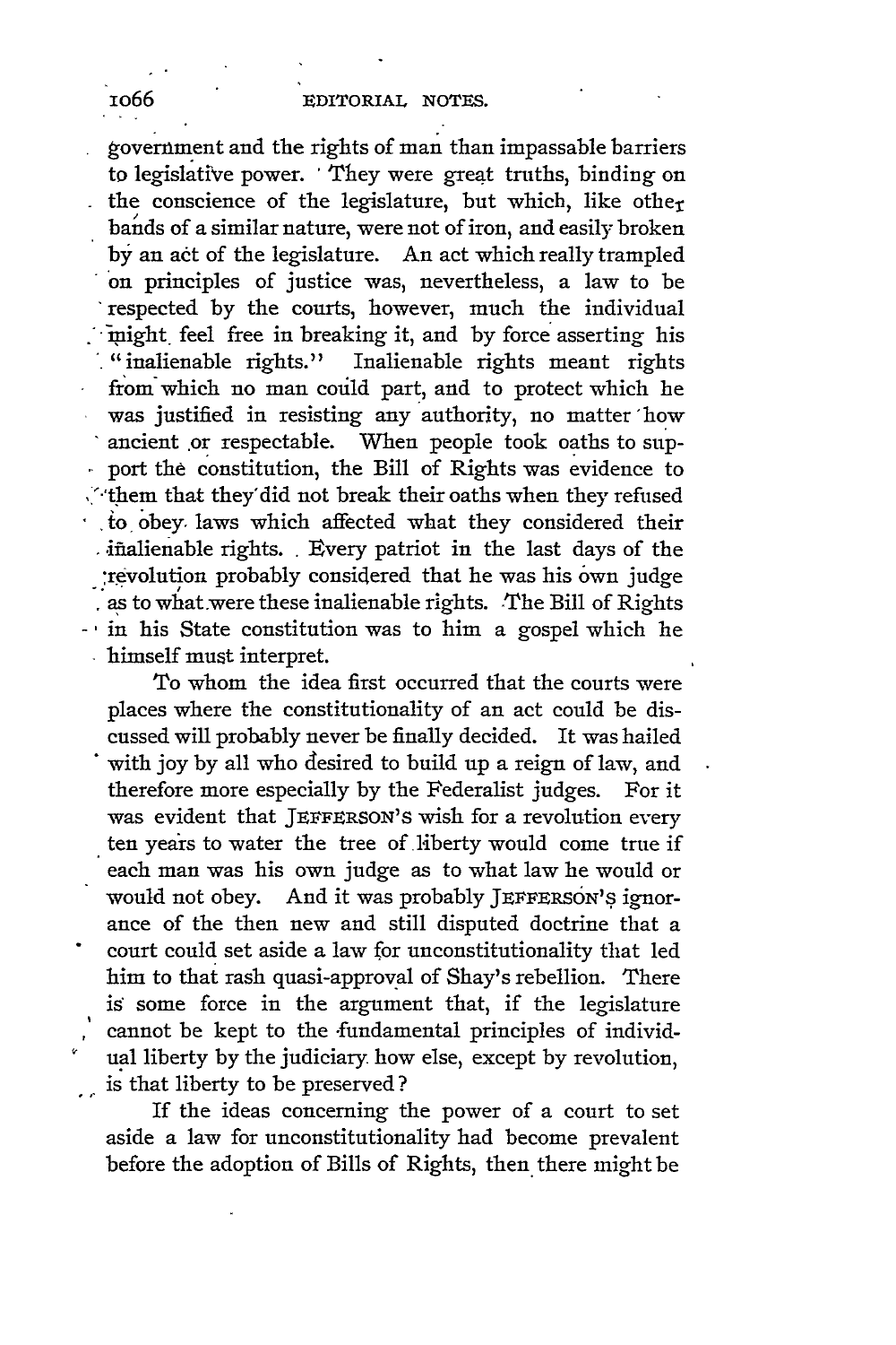government and the rights of man than impassable barriers to legislative power. They were great truths, binding on the conscience of the legislature, but which, like other bands of a similar nature, were not of iron, and easily broken by an act of the legislature. An act which really trampled on principles of justice was, nevertheless, a law to be respected by the courts, however, much the individual might feel free in breaking it, and by force asserting his "inalienable rights." Inalienable rights meant rights from which no man could part, and to protect which he was justified in resisting any authority, no matter how ancient or respectable. When people took oaths to support the constitution, the Bill of Rights was evidence to them that they did not break their oaths when they refused to obey laws which affected what they considered their inalienable rights. Every patriot in the last days of the revolution probably considered that he was his own judge as to what were these inalienable rights. The Bill of Rights in his State constitution was to him a gospel which he himself must interpret.

To whom the idea first occurred that the courts were places where the constitutionality of an act could be discussed will probably never be finally decided. It was hailed with joy by all who desired to build up a reign of law, and therefore more especially by the Federalist judges. For it was evident that JEFFERSON'S wish for a revolution every ten years to water the tree of liberty would come true if each man was his own judge as to what law he would or would not obey. And it was probably JEFFERSON'S ignorance of the then new and still disputed doctrine that a court could set aside a law for unconstitutionality that led him to that rash quasi-approval of Shay's rebellion. There is some force in the argument that, if the legislature cannot be kept to the fundamental principles of individual liberty by the judiciary how else, except by revolution, is that liberty to be preserved?

If the ideas concerning the power of a court to set aside a law for unconstitutionality had become prevalent before the adoption of Bills of Rights, then there might be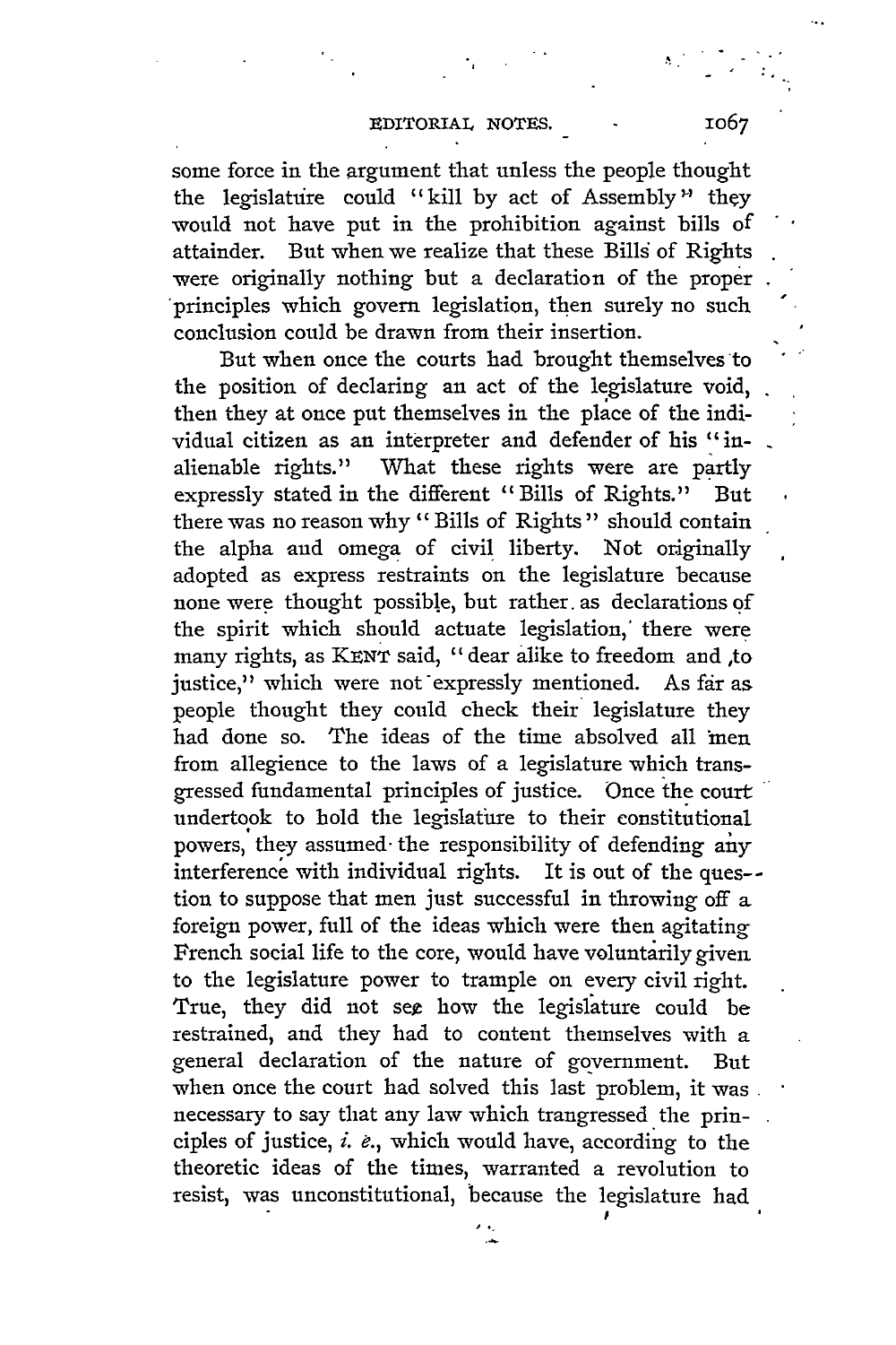some force in the argument that unless the people thought the legislature could "kill by act of Assembly" they would not have put in the prohibition against bills of attainder. But when we realize that these Bills of Rights were originally nothing but a declaration of the proper principles which govern legislation, then surely no such conclusion could be drawn from their insertion.

But when once the courts had brought themselves to the position of declaring an act of the legislature void, then they at once put themselves in the place of the individual citizen as an interpreter and defender of his "inalienable rights." What these rights were are partly expressly stated in the different "Bills of Rights." But there was no reason why "Bills of Rights" should contain the alpha and omega of civil liberty. Not originally adopted as express restraints on the legislature because none were thought possible, but rather as declarations of the spirit which should actuate legislation, there were many rights, as KENT said, "dear alike to freedom and to justice," which were not expressly mentioned. As far as people thought they could check their legislature they had done so. The ideas of the time absolved all men from allegience to the laws of a legislature which transgressed fundamental principles of justice. Once the court undertook to hold the legislature to their constitutional powers, they assumed the responsibility of defending any interference with individual rights. It is out of the question to suppose that men just successful in throwing off a foreign power, full of the ideas which were then agitating French social life to the core, would have voluntarily given to the legislature power to trample on every civil right. True, they did not see how the legislature could be restrained, and they had to content themselves with a general declaration of the nature of government. But when once the court had solved this last problem, it was necessary to say that any law which trangressed the principles of justice, *i. e.*, which would have, according to the theoretic ideas of the times, warranted a revolution to resist, was unconstitutional, because the legislature had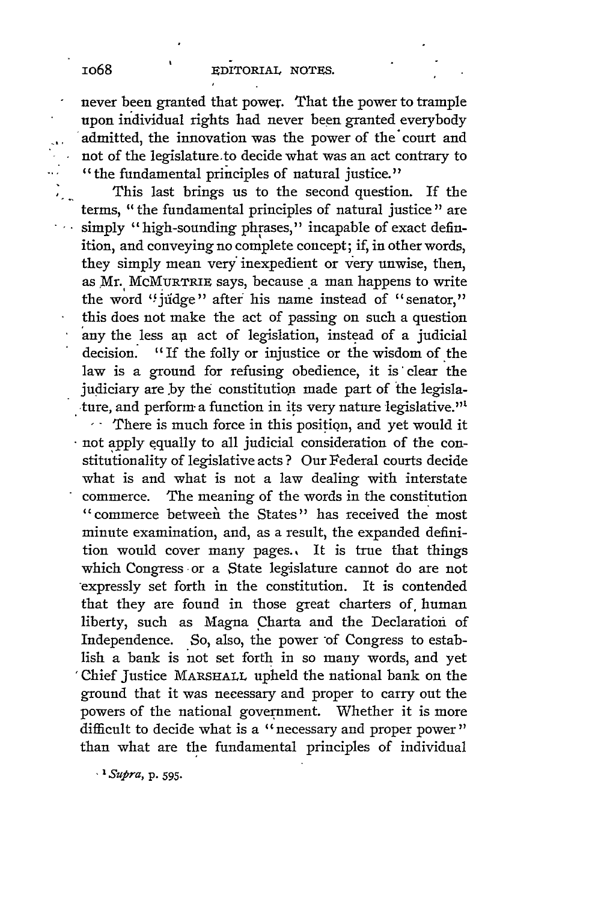never been granted that power. That the power to trample upon individual rights had never been granted everybody admitted, the innovation was the power of the court and not of the legislature to decide what was an act contrary to "the fundamental principles of natural justice."

This last brings us to the second question. If the terms, "the fundamental principles of natural justice" are simply "high-sounding phrases," incapable of exact definition, and conveying no complete concept; if, in other words, they simply mean very inexpedient or very unwise, then, as Mr. McMurtrie says, because a man happens to write the word "judge" after his name instead of "senator," this does not make the act of passing on such a question any the less an act of legislation, instead of a judicial decision. "If the folly or injustice or the wisdom of the law is a ground for refusing obedience, it is clear the judiciary are by the constitution made part of the legislature, and perform a function in its very nature legislative."[1]

There is much force in this position, and yet would it not apply equally to all judicial consideration of the constitutionality of legislative acts? Our Federal courts decide what is and what is not a law dealing with interstate commerce. The meaning of the words in the constitution "commerce between the States" has received the most minute examination, and, as a result, the expanded definition would cover many pages. It is true that things which Congress or a State legislature cannot do are not expressly set forth in the constitution. It is contended that they are found in those great charters of human liberty, such as Magna Charta and the Declaration of Independence. So, also, the power of Congress to establish a bank is not set forth in so many words, and yet Chief Justice Marshall upheld the national bank on the ground that it was necessary and proper to carry out the powers of the national government. Whether it is more difficult to decide what is a "necessary and proper power" than what are the fundamental principles of individual

[1] *Supra*, p. 595.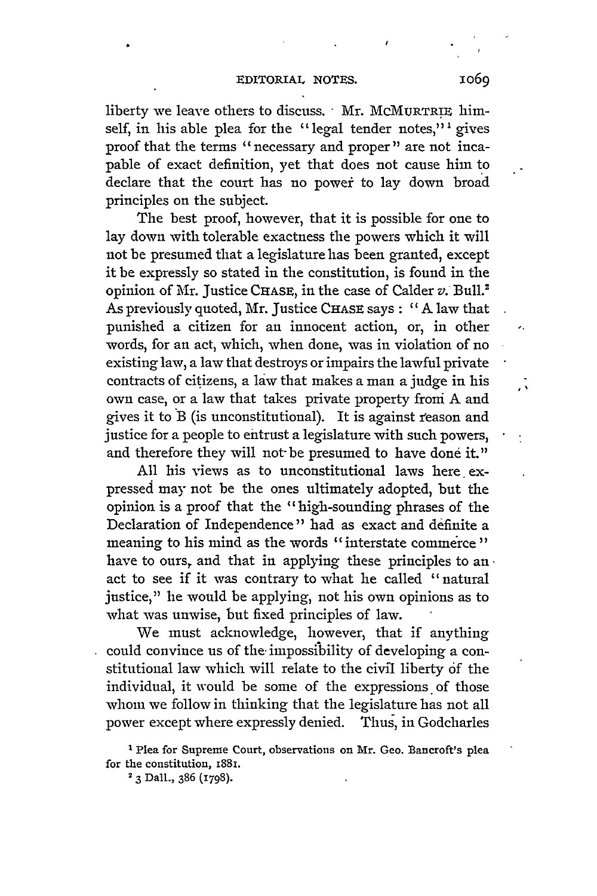liberty we leave others to discuss. Mr. McMurtrie himself, in his able plea for the "legal tender notes,"[1] gives proof that the terms "necessary and proper" are not incapable of exact definition, yet that does not cause him to declare that the court has no power to lay down broad principles on the subject.

The best proof, however, that it is possible for one to lay down with tolerable exactness the powers which it will not be presumed that a legislature has been granted, except it be expressly so stated in the constitution, is found in the opinion of Mr. Justice Chase, in the case of Calder *v.* Bull.[2] As previously quoted, Mr. Justice Chase says: "A law that punished a citizen for an innocent action, or, in other words, for an act, which, when done, was in violation of no existing law, a law that destroys or impairs the lawful private contracts of citizens, a law that makes a man a judge in his own case, or a law that takes private property from A and gives it to B (is unconstitutional). It is against reason and justice for a people to entrust a legislature with such powers, and therefore they will not be presumed to have done it."

All his views as to unconstitutional laws here expressed may not be the ones ultimately adopted, but the opinion is a proof that the "high-sounding phrases of the Declaration of Independence" had as exact and definite a meaning to his mind as the words "interstate commerce" have to ours, and that in applying these principles to an act to see if it was contrary to what he called "natural justice," he would be applying, not his own opinions as to what was unwise, but fixed principles of law.

We must acknowledge, however, that if anything could convince us of the impossibility of developing a constitutional law which will relate to the civil liberty of the individual, it would be some of the expressions of those whom we follow in thinking that the legislature has not all power except where expressly denied. Thus, in Godcharles

[1] Plea for Supreme Court, observations on Mr. Geo. Bancroft's plea for the constitution, 1881.

[2] 3 Dall., 386 (1798).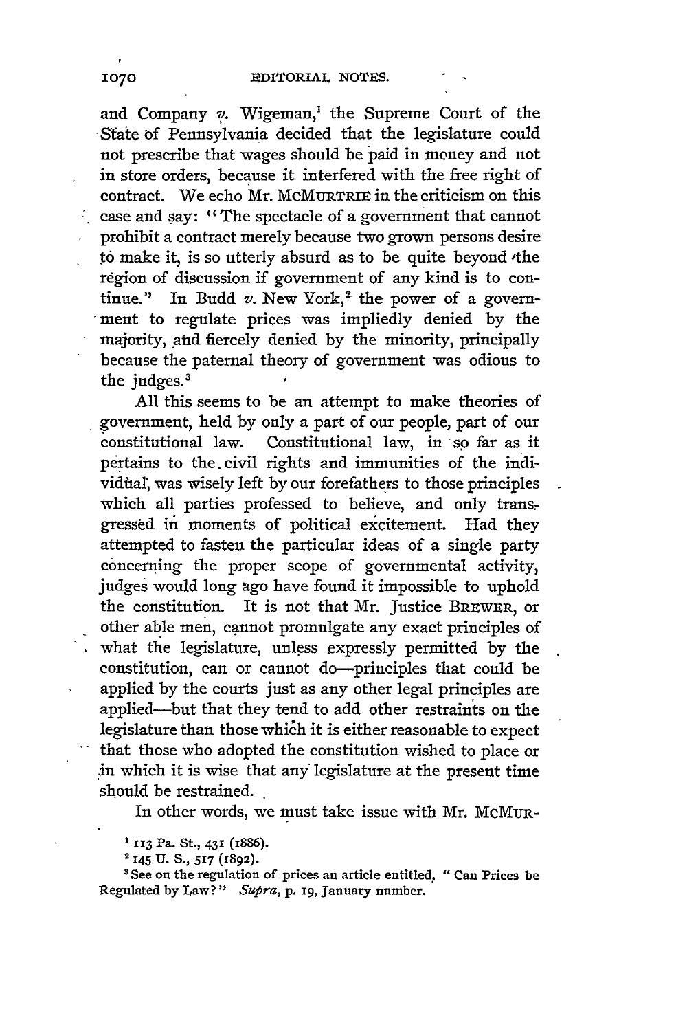and Company *v.* Wigeman,[1] the Supreme Court of the State of Pennsylvania decided that the legislature could not prescribe that wages should be paid in money and not in store orders, because it interfered with the free right of contract. We echo Mr. McMURTRIE in the criticism on this case and say: "The spectacle of a government that cannot prohibit a contract merely because two grown persons desire to make it, is so utterly absurd as to be quite beyond the region of discussion if government of any kind is to continue." In Budd *v.* New York,[2] the power of a government to regulate prices was impliedly denied by the majority, and fiercely denied by the minority, principally because the paternal theory of government was odious to the judges.[3]

All this seems to be an attempt to make theories of government, held by only a part of our people, part of our constitutional law. Constitutional law, in so far as it pertains to the civil rights and immunities of the individual, was wisely left by our forefathers to those principles which all parties professed to believe, and only transgressed in moments of political excitement. Had they attempted to fasten the particular ideas of a single party concerning the proper scope of governmental activity, judges would long ago have found it impossible to uphold the constitution. It is not that Mr. Justice BREWER, or other able men, cannot promulgate any exact principles of what the legislature, unless expressly permitted by the constitution, can or cannot do—principles that could be applied by the courts just as any other legal principles are applied—but that they tend to add other restraints on the legislature than those which it is either reasonable to expect that those who adopted the constitution wished to place or in which it is wise that any legislature at the present time should be restrained.

In other words, we must take issue with Mr. McMUR-

[1] 113 Pa. St., 431 (1886).

[2] 145 U. S., 517 (1892).

[3] See on the regulation of prices an article entitled, "Can Prices be Regulated by Law?" *Supra*, p. 19, January number.